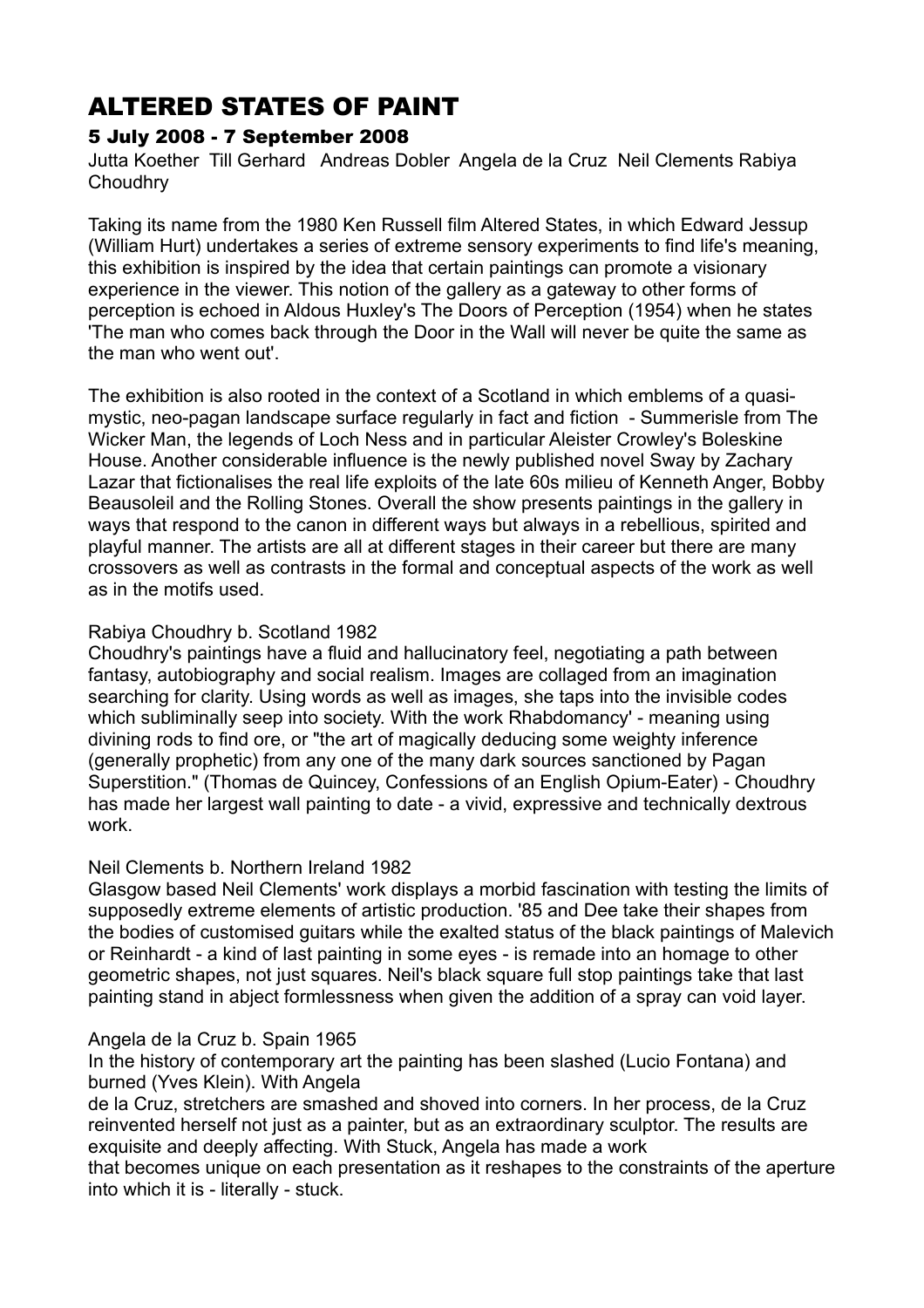# ALTERED STATES OF PAINT

### 5 July 2008 - 7 September 2008

Jutta Koether Till Gerhard Andreas Dobler Angela de la Cruz Neil Clements Rabiya Choudhry

Taking its name from the 1980 Ken Russell film Altered States, in which Edward Jessup (William Hurt) undertakes a series of extreme sensory experiments to find life's meaning, this exhibition is inspired by the idea that certain paintings can promote a visionary experience in the viewer. This notion of the gallery as a gateway to other forms of perception is echoed in Aldous Huxley's The Doors of Perception (1954) when he states 'The man who comes back through the Door in the Wall will never be quite the same as the man who went out'.

The exhibition is also rooted in the context of a Scotland in which emblems of a quasi-mystic, neo-pagan landscape surface regularly in fact and fiction - Summerisle from The Wicker Man, the legends of Loch Ness and in particular Aleister Crowley's Boleskine House. Another considerable influence is the newly published novel Sway by Zachary Lazar that fictionalises the real life exploits of the late 60s milieu of Kenneth Anger, Bobby Beausoleil and the Rolling Stones. Overall the show presents paintings in the gallery in ways that respond to the canon in different ways but always in a rebellious, spirited and playful manner. The artists are all at different stages in their career but there are many crossovers as well as contrasts in the formal and conceptual aspects of the work as well as in the motifs used.

Rabiya Choudhry b. Scotland 1982
Choudhry's paintings have a fluid and hallucinatory feel, negotiating a path between fantasy, autobiography and social realism. Images are collaged from an imagination searching for clarity. Using words as well as images, she taps into the invisible codes which subliminally seep into society. With the work Rhabdomancy' - meaning using divining rods to find ore, or "the art of magically deducing some weighty inference (generally prophetic) from any one of the many dark sources sanctioned by Pagan Superstition." (Thomas de Quincey, Confessions of an English Opium-Eater) - Choudhry has made her largest wall painting to date - a vivid, expressive and technically dextrous work.

Neil Clements b. Northern Ireland 1982
Glasgow based Neil Clements' work displays a morbid fascination with testing the limits of supposedly extreme elements of artistic production. '85 and Dee take their shapes from the bodies of customised guitars while the exalted status of the black paintings of Malevich or Reinhardt - a kind of last painting in some eyes - is remade into an homage to other geometric shapes, not just squares. Neil's black square full stop paintings take that last painting stand in abject formlessness when given the addition of a spray can void layer.

Angela de la Cruz b. Spain 1965
In the history of contemporary art the painting has been slashed (Lucio Fontana) and burned (Yves Klein). With Angela de la Cruz, stretchers are smashed and shoved into corners. In her process, de la Cruz reinvented herself not just as a painter, but as an extraordinary sculptor. The results are exquisite and deeply affecting. With Stuck, Angela has made a work that becomes unique on each presentation as it reshapes to the constraints of the aperture into which it is - literally - stuck.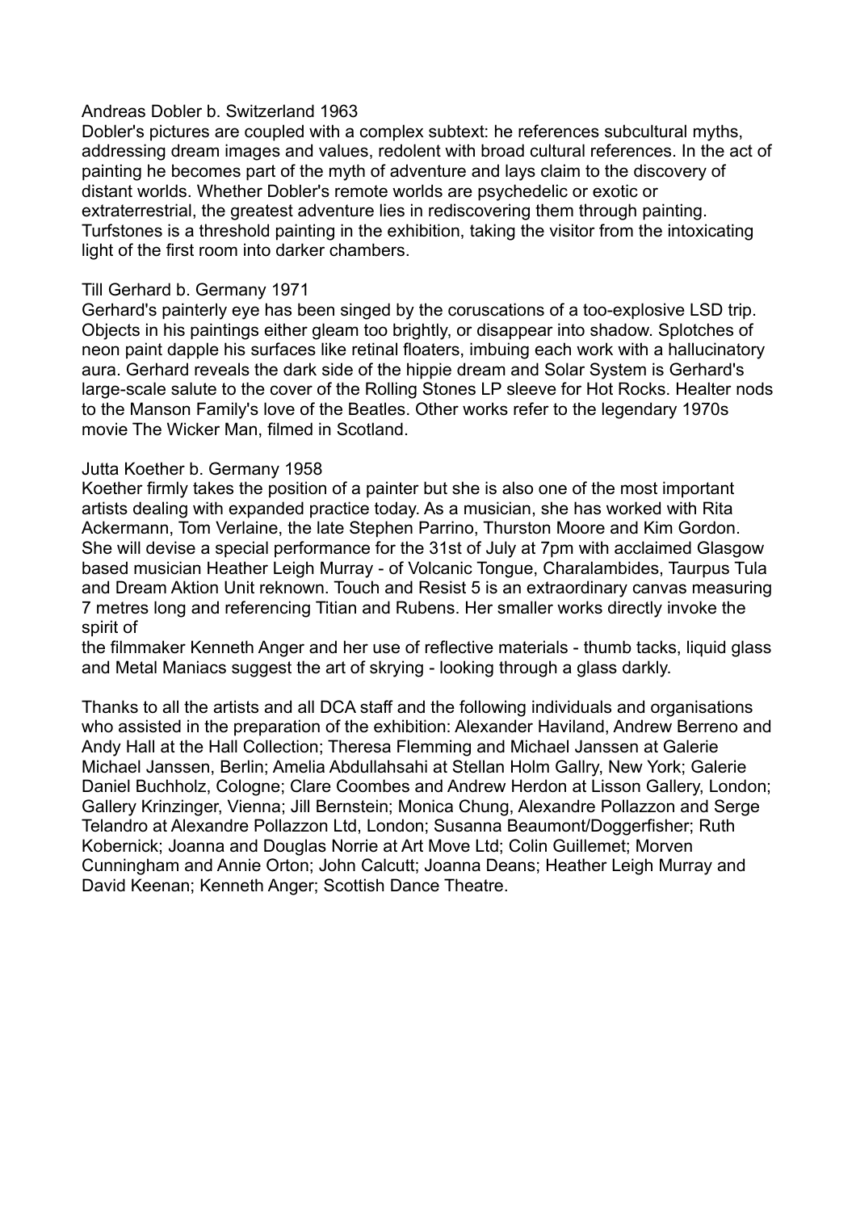Andreas Dobler b. Switzerland 1963

Dobler's pictures are coupled with a complex subtext: he references subcultural myths, addressing dream images and values, redolent with broad cultural references. In the act of painting he becomes part of the myth of adventure and lays claim to the discovery of distant worlds. Whether Dobler's remote worlds are psychedelic or exotic or extraterrestrial, the greatest adventure lies in rediscovering them through painting. Turfstones is a threshold painting in the exhibition, taking the visitor from the intoxicating light of the first room into darker chambers.

Till Gerhard b. Germany 1971

Gerhard's painterly eye has been singed by the coruscations of a too-explosive LSD trip. Objects in his paintings either gleam too brightly, or disappear into shadow. Splotches of neon paint dapple his surfaces like retinal floaters, imbuing each work with a hallucinatory aura. Gerhard reveals the dark side of the hippie dream and Solar System is Gerhard's large-scale salute to the cover of the Rolling Stones LP sleeve for Hot Rocks. Healter nods to the Manson Family's love of the Beatles. Other works refer to the legendary 1970s movie The Wicker Man, filmed in Scotland.

Jutta Koether b. Germany 1958

Koether firmly takes the position of a painter but she is also one of the most important artists dealing with expanded practice today. As a musician, she has worked with Rita Ackermann, Tom Verlaine, the late Stephen Parrino, Thurston Moore and Kim Gordon. She will devise a special performance for the 31st of July at 7pm with acclaimed Glasgow based musician Heather Leigh Murray - of Volcanic Tongue, Charalambides, Taurpus Tula and Dream Aktion Unit reknown. Touch and Resist 5 is an extraordinary canvas measuring 7 metres long and referencing Titian and Rubens. Her smaller works directly invoke the spirit of the filmmaker Kenneth Anger and her use of reflective materials - thumb tacks, liquid glass and Metal Maniacs suggest the art of skrying - looking through a glass darkly.

Thanks to all the artists and all DCA staff and the following individuals and organisations who assisted in the preparation of the exhibition: Alexander Haviland, Andrew Berreno and Andy Hall at the Hall Collection; Theresa Flemming and Michael Janssen at Galerie Michael Janssen, Berlin; Amelia Abdullahsahi at Stellan Holm Gallry, New York; Galerie Daniel Buchholz, Cologne; Clare Coombes and Andrew Herdon at Lisson Gallery, London; Gallery Krinzinger, Vienna; Jill Bernstein; Monica Chung, Alexandre Pollazzon and Serge Telandro at Alexandre Pollazzon Ltd, London; Susanna Beaumont/Doggerfisher; Ruth Kobernick; Joanna and Douglas Norrie at Art Move Ltd; Colin Guillemet; Morven Cunningham and Annie Orton; John Calcutt; Joanna Deans; Heather Leigh Murray and David Keenan; Kenneth Anger; Scottish Dance Theatre.